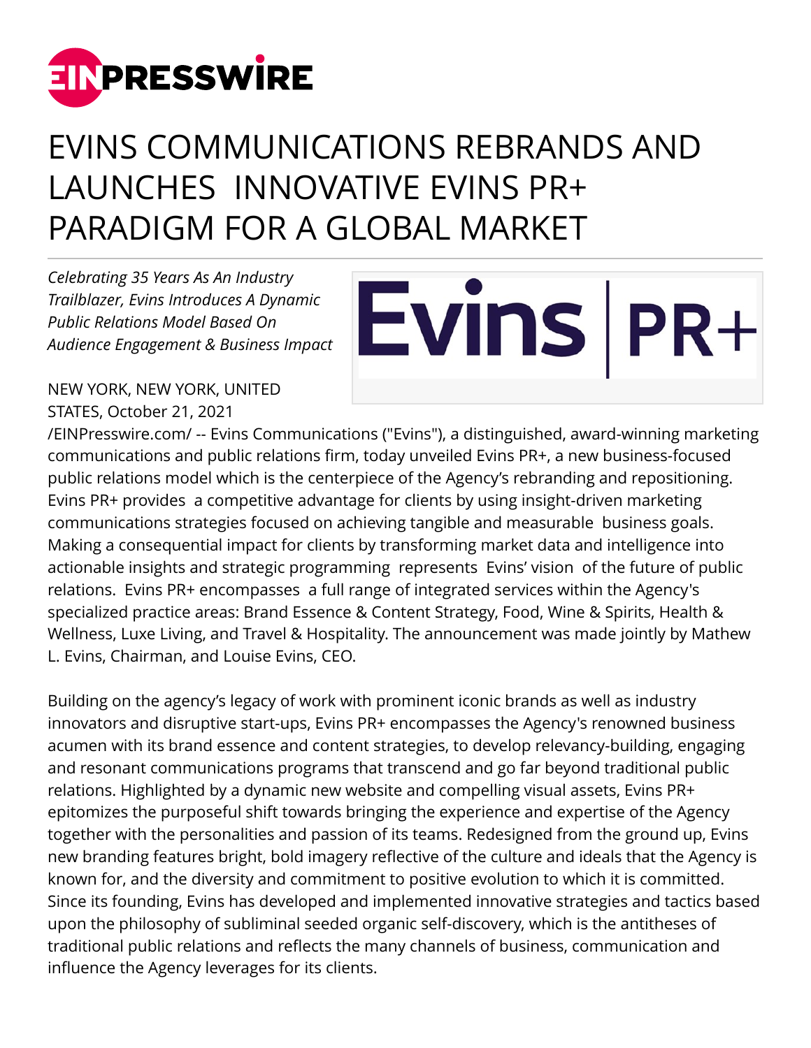# EVINS COMMUNICATIONS REBRANDS AND LAUNCHES INNOVATIVE EVINS PR+ PARADIGM FOR A GLOBAL MARKET

*Celebrating 35 Years As An Industry Trailblazer, Evins Introduces A Dynamic Public Relations Model Based On Audience Engagement & Business Impact*

NEW YORK, NEW YORK, UNITED STATES, October 21, 2021 /EINPresswire.com/ -- Evins Communications ("Evins"), a distinguished, award-winning marketing communications and public relations firm, today unveiled Evins PR+, a new business-focused public relations model which is the centerpiece of the Agency's rebranding and repositioning. Evins PR+ provides a competitive advantage for clients by using insight-driven marketing communications strategies focused on achieving tangible and measurable business goals. Making a consequential impact for clients by transforming market data and intelligence into actionable insights and strategic programming represents Evins' vision of the future of public relations. Evins PR+ encompasses a full range of integrated services within the Agency's specialized practice areas: Brand Essence & Content Strategy, Food, Wine & Spirits, Health & Wellness, Luxe Living, and Travel & Hospitality. The announcement was made jointly by Mathew L. Evins, Chairman, and Louise Evins, CEO.

Building on the agency's legacy of work with prominent iconic brands as well as industry innovators and disruptive start-ups, Evins PR+ encompasses the Agency's renowned business acumen with its brand essence and content strategies, to develop relevancy-building, engaging and resonant communications programs that transcend and go far beyond traditional public relations. Highlighted by a dynamic new website and compelling visual assets, Evins PR+ epitomizes the purposeful shift towards bringing the experience and expertise of the Agency together with the personalities and passion of its teams. Redesigned from the ground up, Evins new branding features bright, bold imagery reflective of the culture and ideals that the Agency is known for, and the diversity and commitment to positive evolution to which it is committed. Since its founding, Evins has developed and implemented innovative strategies and tactics based upon the philosophy of subliminal seeded organic self-discovery, which is the antitheses of traditional public relations and reflects the many channels of business, communication and influence the Agency leverages for its clients.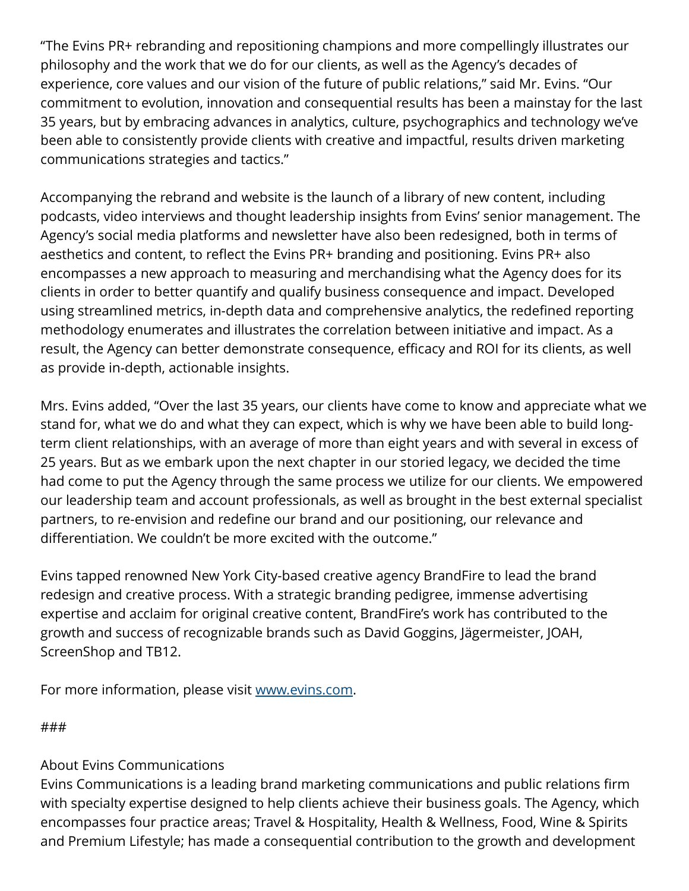"The Evins PR+ rebranding and repositioning champions and more compellingly illustrates our philosophy and the work that we do for our clients, as well as the Agency's decades of experience, core values and our vision of the future of public relations," said Mr. Evins. "Our commitment to evolution, innovation and consequential results has been a mainstay for the last 35 years, but by embracing advances in analytics, culture, psychographics and technology we've been able to consistently provide clients with creative and impactful, results driven marketing communications strategies and tactics."

Accompanying the rebrand and website is the launch of a library of new content, including podcasts, video interviews and thought leadership insights from Evins' senior management. The Agency's social media platforms and newsletter have also been redesigned, both in terms of aesthetics and content, to reflect the Evins PR+ branding and positioning. Evins PR+ also encompasses a new approach to measuring and merchandising what the Agency does for its clients in order to better quantify and qualify business consequence and impact. Developed using streamlined metrics, in-depth data and comprehensive analytics, the redefined reporting methodology enumerates and illustrates the correlation between initiative and impact. As a result, the Agency can better demonstrate consequence, efficacy and ROI for its clients, as well as provide in-depth, actionable insights.

Mrs. Evins added, "Over the last 35 years, our clients have come to know and appreciate what we stand for, what we do and what they can expect, which is why we have been able to build long-term client relationships, with an average of more than eight years and with several in excess of 25 years. But as we embark upon the next chapter in our storied legacy, we decided the time had come to put the Agency through the same process we utilize for our clients. We empowered our leadership team and account professionals, as well as brought in the best external specialist partners, to re-envision and redefine our brand and our positioning, our relevance and differentiation. We couldn't be more excited with the outcome."

Evins tapped renowned New York City-based creative agency BrandFire to lead the brand redesign and creative process. With a strategic branding pedigree, immense advertising expertise and acclaim for original creative content, BrandFire's work has contributed to the growth and success of recognizable brands such as David Goggins, Jägermeister, JOAH, ScreenShop and TB12.

For more information, please visit [www.evins.com](www.evins.com).

###

About Evins Communications

Evins Communications is a leading brand marketing communications and public relations firm with specialty expertise designed to help clients achieve their business goals. The Agency, which encompasses four practice areas; Travel & Hospitality, Health & Wellness, Food, Wine & Spirits and Premium Lifestyle; has made a consequential contribution to the growth and development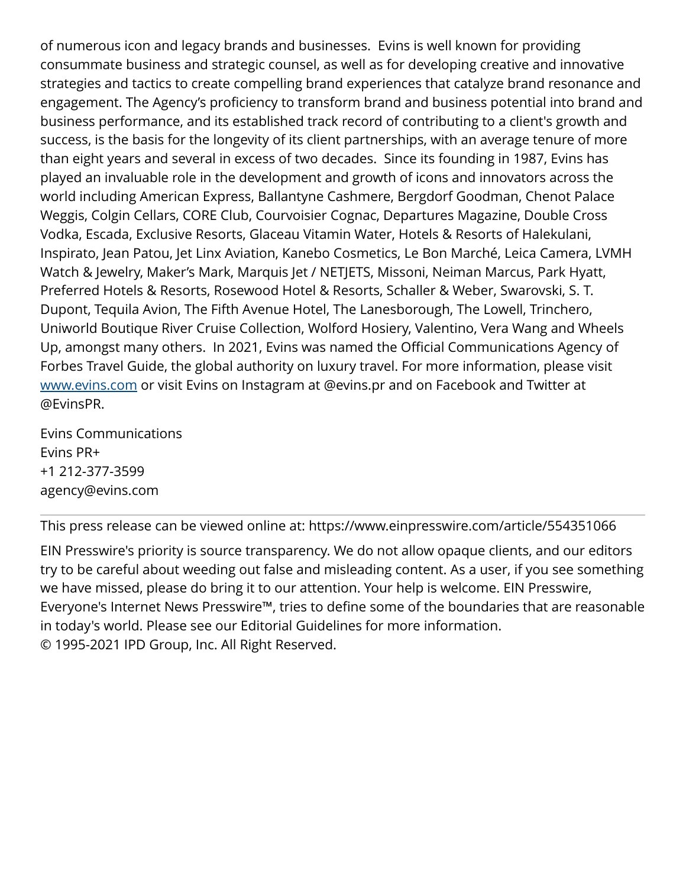of numerous icon and legacy brands and businesses.  Evins is well known for providing consummate business and strategic counsel, as well as for developing creative and innovative strategies and tactics to create compelling brand experiences that catalyze brand resonance and engagement. The Agency's proficiency to transform brand and business potential into brand and business performance, and its established track record of contributing to a client's growth and success, is the basis for the longevity of its client partnerships, with an average tenure of more than eight years and several in excess of two decades.  Since its founding in 1987, Evins has played an invaluable role in the development and growth of icons and innovators across the world including American Express, Ballantyne Cashmere, Bergdorf Goodman, Chenot Palace Weggis, Colgin Cellars, CORE Club, Courvoisier Cognac, Departures Magazine, Double Cross Vodka, Escada, Exclusive Resorts, Glaceau Vitamin Water, Hotels & Resorts of Halekulani, Inspirato, Jean Patou, Jet Linx Aviation, Kanebo Cosmetics, Le Bon Marché, Leica Camera, LVMH Watch & Jewelry, Maker's Mark, Marquis Jet / NETJETS, Missoni, Neiman Marcus, Park Hyatt, Preferred Hotels & Resorts, Rosewood Hotel & Resorts, Schaller & Weber, Swarovski, S. T. Dupont, Tequila Avion, The Fifth Avenue Hotel, The Lanesborough, The Lowell, Trinchero, Uniworld Boutique River Cruise Collection, Wolford Hosiery, Valentino, Vera Wang and Wheels Up, amongst many others.  In 2021, Evins was named the Official Communications Agency of Forbes Travel Guide, the global authority on luxury travel. For more information, please visit [www.evins.com](http://www.evins.com) or visit Evins on Instagram at @evins.pr and on Facebook and Twitter at @EvinsPR.

Evins Communications
Evins PR+
+1 212-377-3599
agency@evins.com

---

This press release can be viewed online at: https://www.einpresswire.com/article/554351066

EIN Presswire's priority is source transparency. We do not allow opaque clients, and our editors try to be careful about weeding out false and misleading content. As a user, if you see something we have missed, please do bring it to our attention. Your help is welcome. EIN Presswire, Everyone's Internet News Presswire™, tries to define some of the boundaries that are reasonable in today's world. Please see our Editorial Guidelines for more information.
© 1995-2021 IPD Group, Inc. All Right Reserved.